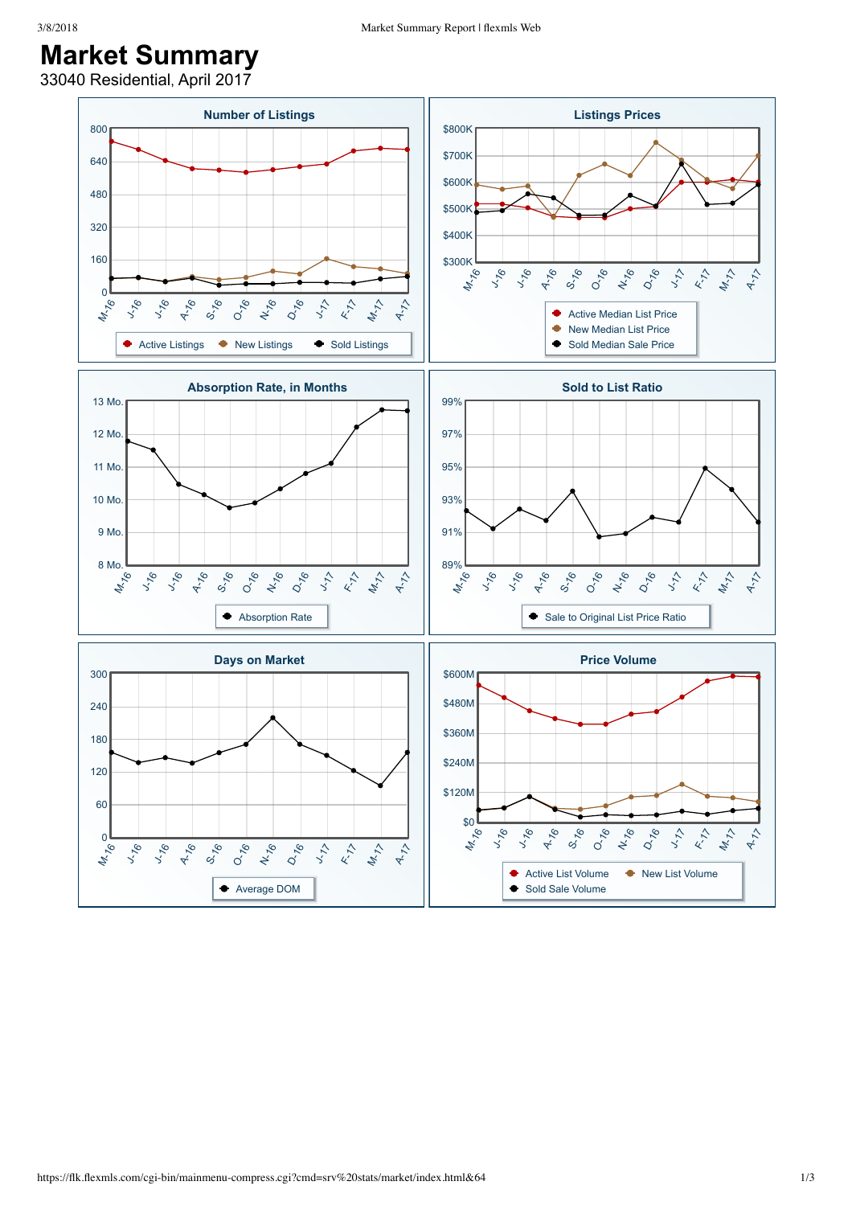# Market Summary

33040 Residential, April 2017

### Number of Listings

800, 640, 480, 320, 160, 0

M-16, J-16, J-16, A-16, S-16, O-16, N-16, D-16, J-17, F-17, M-17, A-17

Active Listings, New Listings, Sold Listings

### Listings Prices

$800K, $700K, $600K, $500K, $400K, $300K

M-16, J-16, J-16, A-16, S-16, O-16, N-16, D-16, J-17, F-17, M-17, A-17

Active Median List Price, New Median List Price, Sold Median Sale Price

### Absorption Rate, in Months

13 Mo., 12 Mo., 11 Mo., 10 Mo., 9 Mo., 8 Mo.

M-16, J-16, J-16, A-16, S-16, O-16, N-16, D-16, J-17, F-17, M-17, A-17

Absorption Rate

### Sold to List Ratio

99%, 97%, 95%, 93%, 91%, 89%

M-16, J-16, J-16, A-16, S-16, O-16, N-16, D-16, J-17, F-17, M-17, A-17

Sale to Original List Price Ratio

### Days on Market

300, 240, 180, 120, 60, 0

M-16, J-16, J-16, A-16, S-16, O-16, N-16, D-16, J-17, F-17, M-17, A-17

Average DOM

### Price Volume

$600M, $480M, $360M, $240M, $120M, $0

M-16, J-16, J-16, A-16, S-16, O-16, N-16, D-16, J-17, F-17, M-17, A-17

Active List Volume, New List Volume, Sold Sale Volume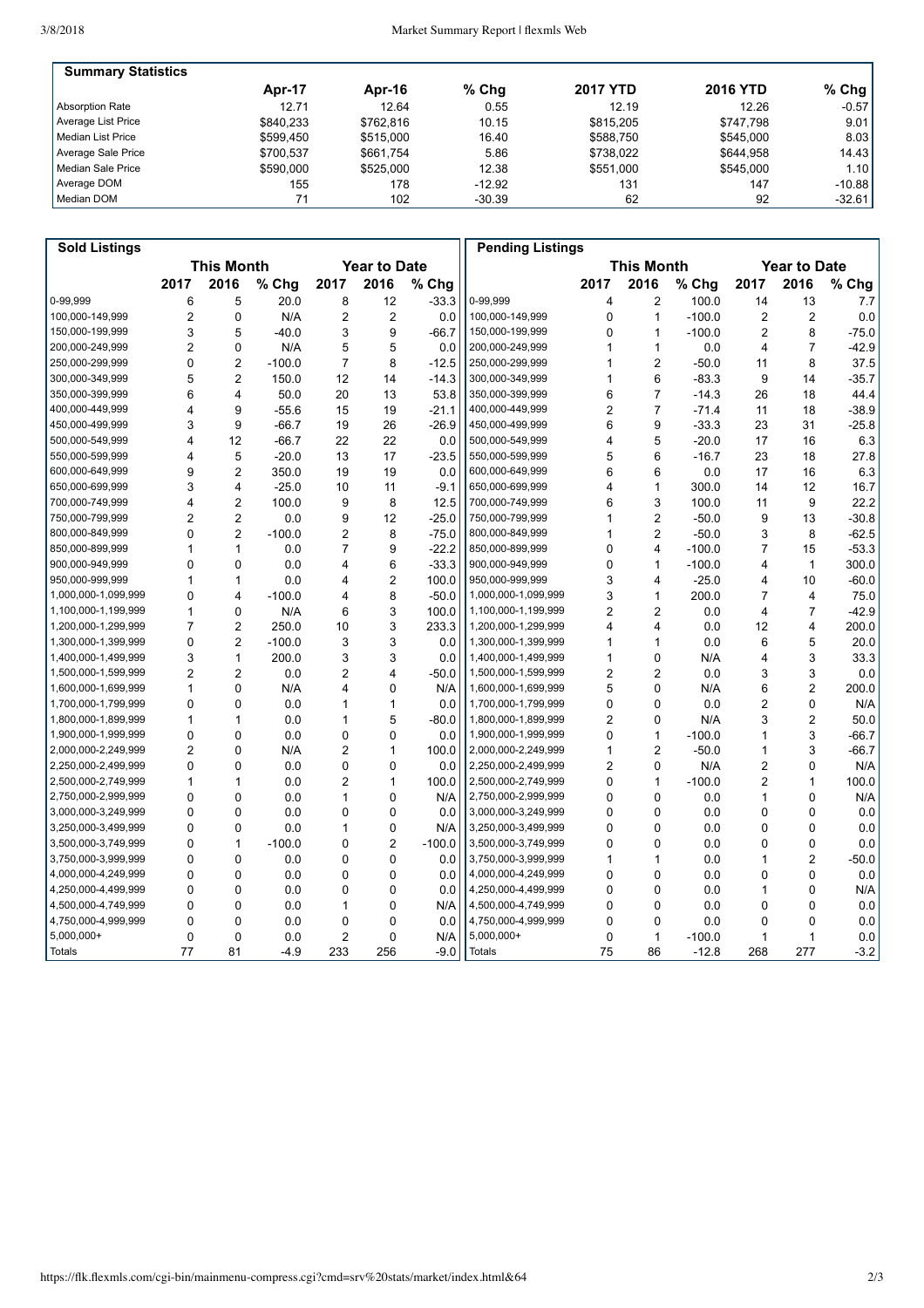| Summary Statistics | Apr-17 | Apr-16 | % Chg | 2017 YTD | 2016 YTD | % Chg |
|---|---|---|---|---|---|---|
| Absorption Rate | 12.71 | 12.64 | 0.55 | 12.19 | 12.26 | -0.57 |
| Average List Price | $840,233 | $762,816 | 10.15 | $815,205 | $747,798 | 9.01 |
| Median List Price | $599,450 | $515,000 | 16.40 | $588,750 | $545,000 | 8.03 |
| Average Sale Price | $700,537 | $661,754 | 5.86 | $738,022 | $644,958 | 14.43 |
| Median Sale Price | $590,000 | $525,000 | 12.38 | $551,000 | $545,000 | 1.10 |
| Average DOM | 155 | 178 | -12.92 | 131 | 147 | -10.88 |
| Median DOM | 71 | 102 | -30.39 | 62 | 92 | -32.61 |

| Sold Listings | This Month | | | Year to Date | | |
|---|---|---|---|---|---|---|
| | 2017 | 2016 | % Chg | 2017 | 2016 | % Chg |
| 0-99,999 | 6 | 5 | 20.0 | 8 | 12 | -33.3 |
| 100,000-149,999 | 2 | 0 | N/A | 2 | 2 | 0.0 |
| 150,000-199,999 | 3 | 5 | -40.0 | 3 | 9 | -66.7 |
| 200,000-249,999 | 2 | 0 | N/A | 5 | 5 | 0.0 |
| 250,000-299,999 | 0 | 2 | -100.0 | 7 | 8 | -12.5 |
| 300,000-349,999 | 5 | 2 | 150.0 | 12 | 14 | -14.3 |
| 350,000-399,999 | 6 | 4 | 50.0 | 20 | 13 | 53.8 |
| 400,000-449,999 | 4 | 9 | -55.6 | 15 | 19 | -21.1 |
| 450,000-499,999 | 3 | 9 | -66.7 | 19 | 26 | -26.9 |
| 500,000-549,999 | 4 | 12 | -66.7 | 22 | 22 | 0.0 |
| 550,000-599,999 | 4 | 5 | -20.0 | 13 | 17 | -23.5 |
| 600,000-649,999 | 9 | 2 | 350.0 | 19 | 19 | 0.0 |
| 650,000-699,999 | 3 | 4 | -25.0 | 10 | 11 | -9.1 |
| 700,000-749,999 | 4 | 2 | 100.0 | 9 | 8 | 12.5 |
| 750,000-799,999 | 2 | 2 | 0.0 | 9 | 12 | -25.0 |
| 800,000-849,999 | 0 | 2 | -100.0 | 2 | 8 | -75.0 |
| 850,000-899,999 | 1 | 1 | 0.0 | 7 | 9 | -22.2 |
| 900,000-949,999 | 0 | 0 | 0.0 | 4 | 6 | -33.3 |
| 950,000-999,999 | 1 | 1 | 0.0 | 4 | 2 | 100.0 |
| 1,000,000-1,099,999 | 0 | 4 | -100.0 | 4 | 8 | -50.0 |
| 1,100,000-1,199,999 | 1 | 0 | N/A | 6 | 3 | 100.0 |
| 1,200,000-1,299,999 | 7 | 2 | 250.0 | 10 | 3 | 233.3 |
| 1,300,000-1,399,999 | 0 | 2 | -100.0 | 3 | 3 | 0.0 |
| 1,400,000-1,499,999 | 3 | 1 | 200.0 | 3 | 3 | 0.0 |
| 1,500,000-1,599,999 | 2 | 2 | 0.0 | 2 | 4 | -50.0 |
| 1,600,000-1,699,999 | 1 | 0 | N/A | 4 | 0 | N/A |
| 1,700,000-1,799,999 | 0 | 0 | 0.0 | 1 | 1 | 0.0 |
| 1,800,000-1,899,999 | 1 | 1 | 0.0 | 1 | 5 | -80.0 |
| 1,900,000-1,999,999 | 0 | 0 | 0.0 | 0 | 0 | 0.0 |
| 2,000,000-2,249,999 | 2 | 0 | N/A | 2 | 1 | 100.0 |
| 2,250,000-2,499,999 | 0 | 0 | 0.0 | 0 | 0 | 0.0 |
| 2,500,000-2,749,999 | 1 | 1 | 0.0 | 2 | 1 | 100.0 |
| 2,750,000-2,999,999 | 0 | 0 | 0.0 | 1 | 0 | N/A |
| 3,000,000-3,249,999 | 0 | 0 | 0.0 | 0 | 0 | 0.0 |
| 3,250,000-3,499,999 | 0 | 0 | 0.0 | 1 | 0 | N/A |
| 3,500,000-3,749,999 | 0 | 1 | -100.0 | 0 | 2 | -100.0 |
| 3,750,000-3,999,999 | 0 | 0 | 0.0 | 0 | 0 | 0.0 |
| 4,000,000-4,249,999 | 0 | 0 | 0.0 | 0 | 0 | 0.0 |
| 4,250,000-4,499,999 | 0 | 0 | 0.0 | 0 | 0 | 0.0 |
| 4,500,000-4,749,999 | 0 | 0 | 0.0 | 1 | 0 | N/A |
| 4,750,000-4,999,999 | 0 | 0 | 0.0 | 0 | 0 | 0.0 |
| 5,000,000+ | 0 | 0 | 0.0 | 2 | 0 | N/A |
| Totals | 77 | 81 | -4.9 | 233 | 256 | -9.0 |

| Pending Listings | This Month | | | Year to Date | | |
|---|---|---|---|---|---|---|
| | 2017 | 2016 | % Chg | 2017 | 2016 | % Chg |
| 0-99,999 | 4 | 2 | 100.0 | 14 | 13 | 7.7 |
| 100,000-149,999 | 0 | 1 | -100.0 | 2 | 2 | 0.0 |
| 150,000-199,999 | 0 | 1 | -100.0 | 2 | 8 | -75.0 |
| 200,000-249,999 | 1 | 1 | 0.0 | 4 | 7 | -42.9 |
| 250,000-299,999 | 1 | 2 | -50.0 | 11 | 8 | 37.5 |
| 300,000-349,999 | 1 | 6 | -83.3 | 9 | 14 | -35.7 |
| 350,000-399,999 | 6 | 7 | -14.3 | 26 | 18 | 44.4 |
| 400,000-449,999 | 2 | 7 | -71.4 | 11 | 18 | -38.9 |
| 450,000-499,999 | 6 | 9 | -33.3 | 23 | 31 | -25.8 |
| 500,000-549,999 | 4 | 5 | -20.0 | 17 | 16 | 6.3 |
| 550,000-599,999 | 5 | 6 | -16.7 | 23 | 18 | 27.8 |
| 600,000-649,999 | 6 | 6 | 0.0 | 17 | 16 | 6.3 |
| 650,000-699,999 | 4 | 1 | 300.0 | 14 | 12 | 16.7 |
| 700,000-749,999 | 6 | 3 | 100.0 | 11 | 9 | 22.2 |
| 750,000-799,999 | 1 | 2 | -50.0 | 9 | 13 | -30.8 |
| 800,000-849,999 | 1 | 2 | -50.0 | 3 | 8 | -62.5 |
| 850,000-899,999 | 0 | 4 | -100.0 | 7 | 15 | -53.3 |
| 900,000-949,999 | 0 | 1 | -100.0 | 4 | 1 | 300.0 |
| 950,000-999,999 | 3 | 4 | -25.0 | 4 | 10 | -60.0 |
| 1,000,000-1,099,999 | 3 | 1 | 200.0 | 7 | 4 | 75.0 |
| 1,100,000-1,199,999 | 2 | 2 | 0.0 | 4 | 7 | -42.9 |
| 1,200,000-1,299,999 | 4 | 4 | 0.0 | 12 | 4 | 200.0 |
| 1,300,000-1,399,999 | 1 | 1 | 0.0 | 6 | 5 | 20.0 |
| 1,400,000-1,499,999 | 1 | 0 | N/A | 4 | 3 | 33.3 |
| 1,500,000-1,599,999 | 2 | 2 | 0.0 | 3 | 3 | 0.0 |
| 1,600,000-1,699,999 | 5 | 0 | N/A | 6 | 2 | 200.0 |
| 1,700,000-1,799,999 | 0 | 0 | 0.0 | 2 | 0 | N/A |
| 1,800,000-1,899,999 | 2 | 0 | N/A | 3 | 2 | 50.0 |
| 1,900,000-1,999,999 | 0 | 1 | -100.0 | 1 | 3 | -66.7 |
| 2,000,000-2,249,999 | 1 | 2 | -50.0 | 1 | 3 | -66.7 |
| 2,250,000-2,499,999 | 2 | 0 | N/A | 2 | 0 | N/A |
| 2,500,000-2,749,999 | 0 | 1 | -100.0 | 2 | 1 | 100.0 |
| 2,750,000-2,999,999 | 0 | 0 | 0.0 | 1 | 0 | N/A |
| 3,000,000-3,249,999 | 0 | 0 | 0.0 | 0 | 0 | 0.0 |
| 3,250,000-3,499,999 | 0 | 0 | 0.0 | 0 | 0 | 0.0 |
| 3,500,000-3,749,999 | 0 | 0 | 0.0 | 0 | 0 | 0.0 |
| 3,750,000-3,999,999 | 1 | 1 | 0.0 | 1 | 2 | -50.0 |
| 4,000,000-4,249,999 | 0 | 0 | 0.0 | 0 | 0 | 0.0 |
| 4,250,000-4,499,999 | 0 | 0 | 0.0 | 1 | 0 | N/A |
| 4,500,000-4,749,999 | 0 | 0 | 0.0 | 0 | 0 | 0.0 |
| 4,750,000-4,999,999 | 0 | 0 | 0.0 | 0 | 0 | 0.0 |
| 5,000,000+ | 0 | 1 | -100.0 | 1 | 1 | 0.0 |
| Totals | 75 | 86 | -12.8 | 268 | 277 | -3.2 |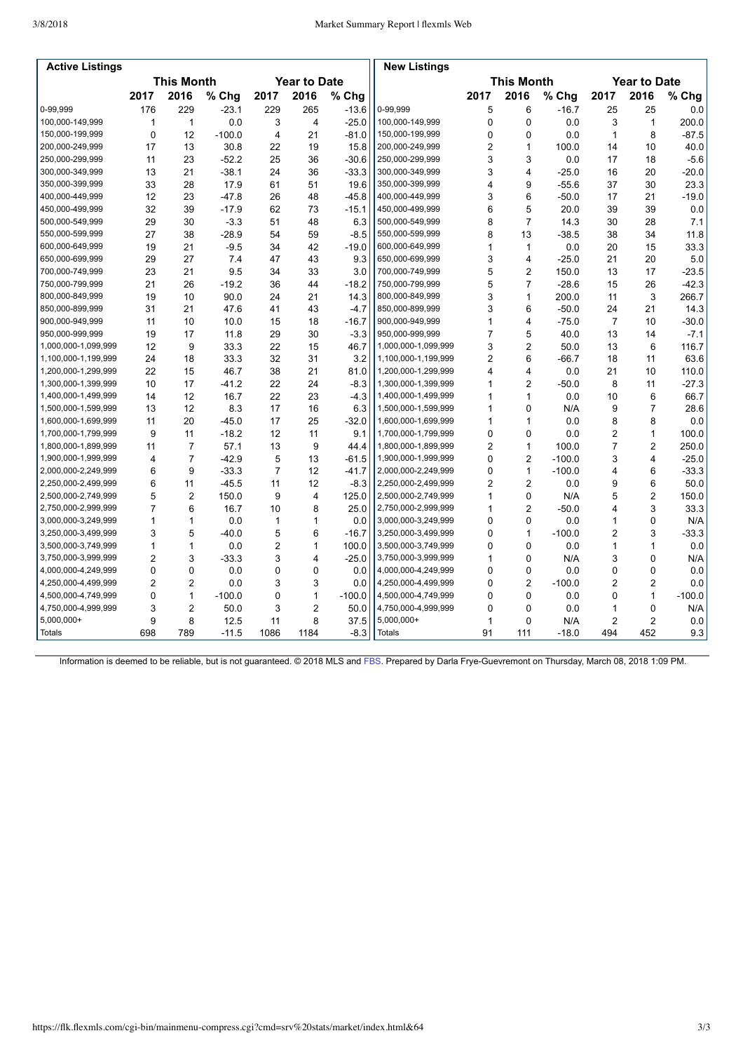| Active Listings | This Month | | | Year to Date | | |
|---|---|---|---|---|---|---|
| | 2017 | 2016 | % Chg | 2017 | 2016 | % Chg |
| 0-99,999 | 176 | 229 | -23.1 | 229 | 265 | -13.6 |
| 100,000-149,999 | 1 | 1 | 0.0 | 3 | 4 | -25.0 |
| 150,000-199,999 | 0 | 12 | -100.0 | 4 | 21 | -81.0 |
| 200,000-249,999 | 17 | 13 | 30.8 | 22 | 19 | 15.8 |
| 250,000-299,999 | 11 | 23 | -52.2 | 25 | 36 | -30.6 |
| 300,000-349,999 | 13 | 21 | -38.1 | 24 | 36 | -33.3 |
| 350,000-399,999 | 33 | 28 | 17.9 | 61 | 51 | 19.6 |
| 400,000-449,999 | 12 | 23 | -47.8 | 26 | 48 | -45.8 |
| 450,000-499,999 | 32 | 39 | -17.9 | 62 | 73 | -15.1 |
| 500,000-549,999 | 29 | 30 | -3.3 | 51 | 48 | 6.3 |
| 550,000-599,999 | 27 | 38 | -28.9 | 54 | 59 | -8.5 |
| 600,000-649,999 | 19 | 21 | -9.5 | 34 | 42 | -19.0 |
| 650,000-699,999 | 29 | 27 | 7.4 | 47 | 43 | 9.3 |
| 700,000-749,999 | 23 | 21 | 9.5 | 34 | 33 | 3.0 |
| 750,000-799,999 | 21 | 26 | -19.2 | 36 | 44 | -18.2 |
| 800,000-849,999 | 19 | 10 | 90.0 | 24 | 21 | 14.3 |
| 850,000-899,999 | 31 | 21 | 47.6 | 41 | 43 | -4.7 |
| 900,000-949,999 | 11 | 10 | 10.0 | 15 | 18 | -16.7 |
| 950,000-999,999 | 19 | 17 | 11.8 | 29 | 30 | -3.3 |
| 1,000,000-1,099,999 | 12 | 9 | 33.3 | 22 | 15 | 46.7 |
| 1,100,000-1,199,999 | 24 | 18 | 33.3 | 32 | 31 | 3.2 |
| 1,200,000-1,299,999 | 22 | 15 | 46.7 | 38 | 21 | 81.0 |
| 1,300,000-1,399,999 | 10 | 17 | -41.2 | 22 | 24 | -8.3 |
| 1,400,000-1,499,999 | 14 | 12 | 16.7 | 22 | 23 | -4.3 |
| 1,500,000-1,599,999 | 13 | 12 | 8.3 | 17 | 16 | 6.3 |
| 1,600,000-1,699,999 | 11 | 20 | -45.0 | 17 | 25 | -32.0 |
| 1,700,000-1,799,999 | 9 | 11 | -18.2 | 12 | 11 | 9.1 |
| 1,800,000-1,899,999 | 11 | 7 | 57.1 | 13 | 9 | 44.4 |
| 1,900,000-1,999,999 | 4 | 7 | -42.9 | 5 | 13 | -61.5 |
| 2,000,000-2,249,999 | 6 | 9 | -33.3 | 7 | 12 | -41.7 |
| 2,250,000-2,499,999 | 6 | 11 | -45.5 | 11 | 12 | -8.3 |
| 2,500,000-2,749,999 | 5 | 2 | 150.0 | 9 | 4 | 125.0 |
| 2,750,000-2,999,999 | 7 | 6 | 16.7 | 10 | 8 | 25.0 |
| 3,000,000-3,249,999 | 1 | 1 | 0.0 | 1 | 1 | 0.0 |
| 3,250,000-3,499,999 | 3 | 5 | -40.0 | 5 | 6 | -16.7 |
| 3,500,000-3,749,999 | 1 | 1 | 0.0 | 2 | 1 | 100.0 |
| 3,750,000-3,999,999 | 2 | 3 | -33.3 | 3 | 4 | -25.0 |
| 4,000,000-4,249,999 | 0 | 0 | 0.0 | 0 | 0 | 0.0 |
| 4,250,000-4,499,999 | 2 | 2 | 0.0 | 3 | 3 | 0.0 |
| 4,500,000-4,749,999 | 0 | 1 | -100.0 | 0 | 1 | -100.0 |
| 4,750,000-4,999,999 | 3 | 2 | 50.0 | 3 | 2 | 50.0 |
| 5,000,000+ | 9 | 8 | 12.5 | 11 | 8 | 37.5 |
| Totals | 698 | 789 | -11.5 | 1086 | 1184 | -8.3 |

| New Listings | This Month | | | Year to Date | | |
|---|---|---|---|---|---|---|
| | 2017 | 2016 | % Chg | 2017 | 2016 | % Chg |
| 0-99,999 | 5 | 6 | -16.7 | 25 | 25 | 0.0 |
| 100,000-149,999 | 0 | 0 | 0.0 | 3 | 1 | 200.0 |
| 150,000-199,999 | 0 | 0 | 0.0 | 1 | 8 | -87.5 |
| 200,000-249,999 | 2 | 1 | 100.0 | 14 | 10 | 40.0 |
| 250,000-299,999 | 3 | 3 | 0.0 | 17 | 18 | -5.6 |
| 300,000-349,999 | 3 | 4 | -25.0 | 16 | 20 | -20.0 |
| 350,000-399,999 | 4 | 9 | -55.6 | 37 | 30 | 23.3 |
| 400,000-449,999 | 3 | 6 | -50.0 | 17 | 21 | -19.0 |
| 450,000-499,999 | 6 | 5 | 20.0 | 39 | 39 | 0.0 |
| 500,000-549,999 | 8 | 7 | 14.3 | 30 | 28 | 7.1 |
| 550,000-599,999 | 8 | 13 | -38.5 | 38 | 34 | 11.8 |
| 600,000-649,999 | 1 | 1 | 0.0 | 20 | 15 | 33.3 |
| 650,000-699,999 | 3 | 4 | -25.0 | 21 | 20 | 5.0 |
| 700,000-749,999 | 5 | 2 | 150.0 | 13 | 17 | -23.5 |
| 750,000-799,999 | 5 | 7 | -28.6 | 15 | 26 | -42.3 |
| 800,000-849,999 | 3 | 1 | 200.0 | 11 | 3 | 266.7 |
| 850,000-899,999 | 3 | 6 | -50.0 | 24 | 21 | 14.3 |
| 900,000-949,999 | 1 | 4 | -75.0 | 7 | 10 | -30.0 |
| 950,000-999,999 | 7 | 5 | 40.0 | 13 | 14 | -7.1 |
| 1,000,000-1,099,999 | 3 | 2 | 50.0 | 13 | 6 | 116.7 |
| 1,100,000-1,199,999 | 2 | 6 | -66.7 | 18 | 11 | 63.6 |
| 1,200,000-1,299,999 | 4 | 4 | 0.0 | 21 | 10 | 110.0 |
| 1,300,000-1,399,999 | 1 | 2 | -50.0 | 8 | 11 | -27.3 |
| 1,400,000-1,499,999 | 1 | 1 | 0.0 | 10 | 6 | 66.7 |
| 1,500,000-1,599,999 | 1 | 0 | N/A | 9 | 7 | 28.6 |
| 1,600,000-1,699,999 | 1 | 1 | 0.0 | 8 | 8 | 0.0 |
| 1,700,000-1,799,999 | 0 | 0 | 0.0 | 2 | 1 | 100.0 |
| 1,800,000-1,899,999 | 2 | 1 | 100.0 | 7 | 2 | 250.0 |
| 1,900,000-1,999,999 | 0 | 2 | -100.0 | 3 | 4 | -25.0 |
| 2,000,000-2,249,999 | 0 | 1 | -100.0 | 4 | 6 | -33.3 |
| 2,250,000-2,499,999 | 2 | 2 | 0.0 | 9 | 6 | 50.0 |
| 2,500,000-2,749,999 | 1 | 0 | N/A | 5 | 2 | 150.0 |
| 2,750,000-2,999,999 | 1 | 2 | -50.0 | 4 | 3 | 33.3 |
| 3,000,000-3,249,999 | 0 | 0 | 0.0 | 1 | 0 | N/A |
| 3,250,000-3,499,999 | 0 | 1 | -100.0 | 2 | 3 | -33.3 |
| 3,500,000-3,749,999 | 0 | 0 | 0.0 | 1 | 1 | 0.0 |
| 3,750,000-3,999,999 | 1 | 0 | N/A | 3 | 0 | N/A |
| 4,000,000-4,249,999 | 0 | 0 | 0.0 | 0 | 0 | 0.0 |
| 4,250,000-4,499,999 | 0 | 2 | -100.0 | 2 | 2 | 0.0 |
| 4,500,000-4,749,999 | 0 | 0 | 0.0 | 0 | 1 | -100.0 |
| 4,750,000-4,999,999 | 0 | 0 | 0.0 | 1 | 0 | N/A |
| 5,000,000+ | 1 | 0 | N/A | 2 | 2 | 0.0 |
| Totals | 91 | 111 | -18.0 | 494 | 452 | 9.3 |

Information is deemed to be reliable, but is not guaranteed. © 2018 MLS and FBS. Prepared by Darla Frye-Guevremont on Thursday, March 08, 2018 1:09 PM.